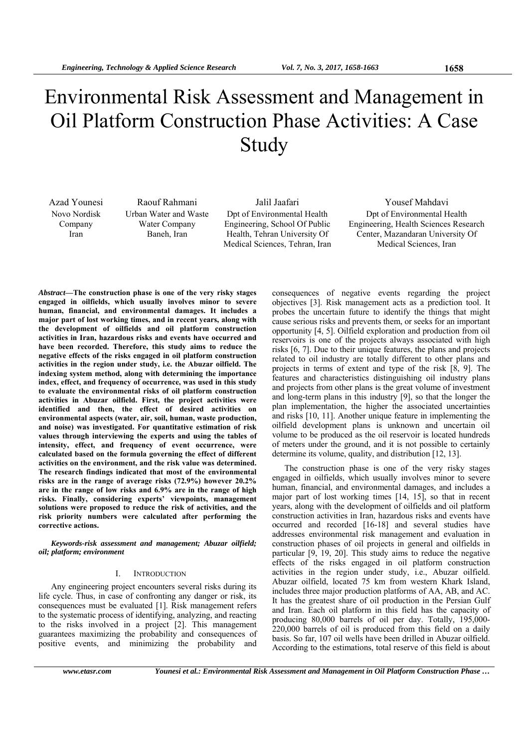# Environmental Risk Assessment and Management in Oil Platform Construction Phase Activities: A Case Study

Azad Younesi
Novo Nordisk Company
Iran

Raouf Rahmani
Urban Water and Waste Water Company
Baneh, Iran

Jalil Jaafari
Dpt of Environmental Health Engineering, School Of Public Health, Tehran University Of Medical Sciences, Tehran, Iran

Yousef Mahdavi
Dpt of Environmental Health Engineering, Health Sciences Research Center, Mazandaran University Of Medical Sciences, Iran

***Abstract*—The construction phase is one of the very risky stages engaged in oilfields, which usually involves minor to severe human, financial, and environmental damages. It includes a major part of lost working times, and in recent years, along with the development of oilfields and oil platform construction activities in Iran, hazardous risks and events have occurred and have been recorded. Therefore, this study aims to reduce the negative effects of the risks engaged in oil platform construction activities in the region under study, i.e. the Abuzar oilfield. The indexing system method, along with determining the importance index, effect, and frequency of occurrence, was used in this study to evaluate the environmental risks of oil platform construction activities in Abuzar oilfield. First, the project activities were identified and then, the effect of desired activities on environmental aspects (water, air, soil, human, waste production, and noise) was investigated. For quantitative estimation of risk values through interviewing the experts and using the tables of intensity, effect, and frequency of event occurrence, were calculated based on the formula governing the effect of different activities on the environment, and the risk value was determined. The research findings indicated that most of the environmental risks are in the range of average risks (72.9%) however 20.2% are in the range of low risks and 6.9% are in the range of high risks. Finally, considering experts' viewpoints, management solutions were proposed to reduce the risk of activities, and the risk priority numbers were calculated after performing the corrective actions.**

***Keywords-risk assessment and management; Abuzar oilfield; oil; platform; environment***

## I. Introduction

Any engineering project encounters several risks during its life cycle. Thus, in case of confronting any danger or risk, its consequences must be evaluated [1]. Risk management refers to the systematic process of identifying, analyzing, and reacting to the risks involved in a project [2]. This management guarantees maximizing the probability and consequences of positive events, and minimizing the probability and consequences of negative events regarding the project objectives [3]. Risk management acts as a prediction tool. It probes the uncertain future to identify the things that might cause serious risks and prevents them, or seeks for an important opportunity [4, 5]. Oilfield exploration and production from oil reservoirs is one of the projects always associated with high risks [6, 7]. Due to their unique features, the plans and projects related to oil industry are totally different to other plans and projects in terms of extent and type of the risk [8, 9]. The features and characteristics distinguishing oil industry plans and projects from other plans is the great volume of investment and long-term plans in this industry [9], so that the longer the plan implementation, the higher the associated uncertainties and risks [10, 11]. Another unique feature in implementing the oilfield development plans is unknown and uncertain oil volume to be produced as the oil reservoir is located hundreds of meters under the ground, and it is not possible to certainly determine its volume, quality, and distribution [12, 13].

The construction phase is one of the very risky stages engaged in oilfields, which usually involves minor to severe human, financial, and environmental damages, and includes a major part of lost working times [14, 15], so that in recent years, along with the development of oilfields and oil platform construction activities in Iran, hazardous risks and events have occurred and recorded [16-18] and several studies have addresses environmental risk management and evaluation in construction phases of oil projects in general and oilfields in particular [9, 19, 20]. This study aims to reduce the negative effects of the risks engaged in oil platform construction activities in the region under study, i.e., Abuzar oilfield. Abuzar oilfield, located 75 km from western Khark Island, includes three major production platforms of AA, AB, and AC. It has the greatest share of oil production in the Persian Gulf and Iran. Each oil platform in this field has the capacity of producing 80,000 barrels of oil per day. Totally, 195,000-220,000 barrels of oil is produced from this field on a daily basis. So far, 107 oil wells have been drilled in Abuzar oilfield. According to the estimations, total reserve of this field is about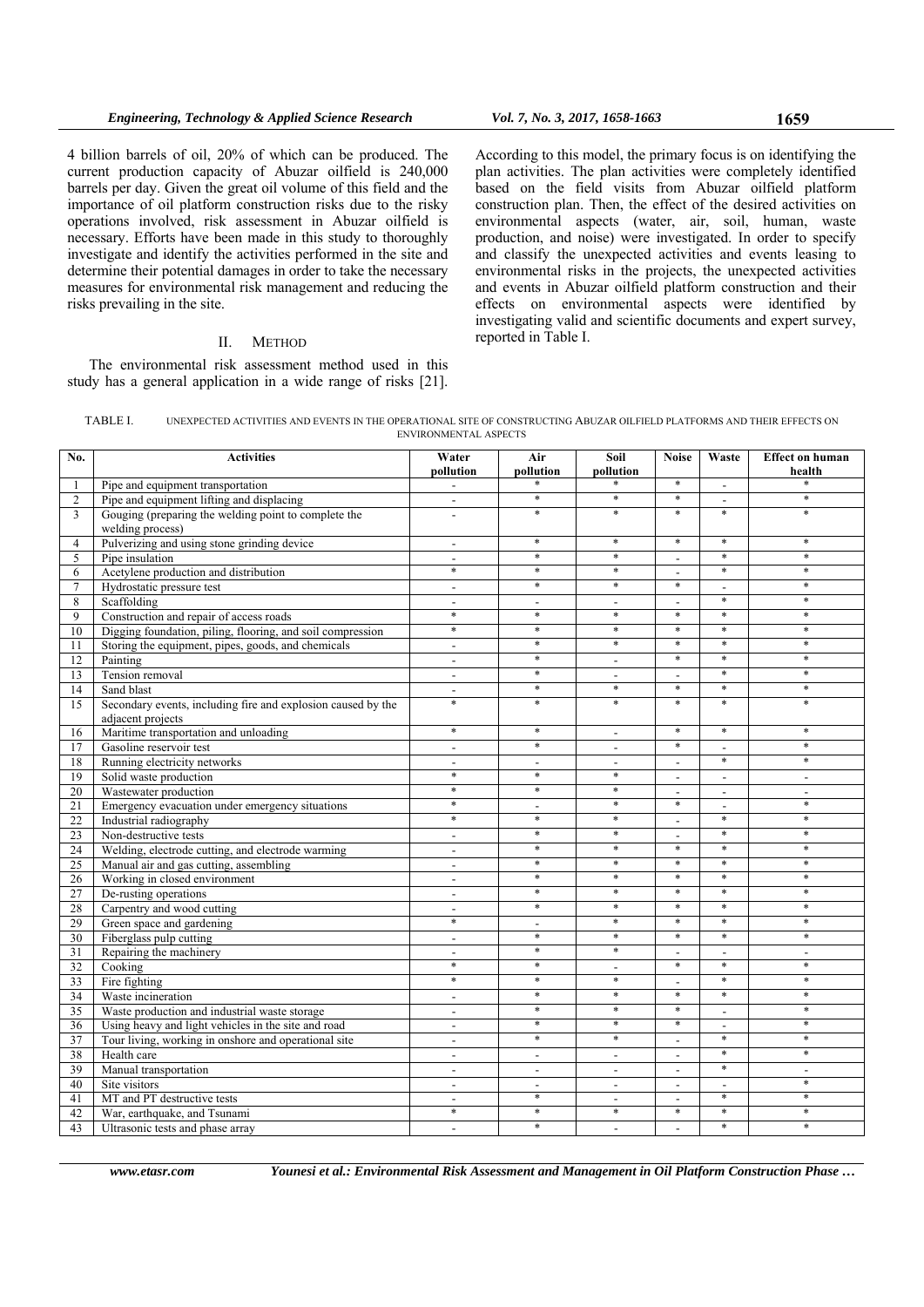4 billion barrels of oil, 20% of which can be produced. The current production capacity of Abuzar oilfield is 240,000 barrels per day. Given the great oil volume of this field and the importance of oil platform construction risks due to the risky operations involved, risk assessment in Abuzar oilfield is necessary. Efforts have been made in this study to thoroughly investigate and identify the activities performed in the site and determine their potential damages in order to take the necessary measures for environmental risk management and reducing the risks prevailing in the site.

## II. Method

The environmental risk assessment method used in this study has a general application in a wide range of risks [21]. According to this model, the primary focus is on identifying the plan activities. The plan activities were completely identified based on the field visits from Abuzar oilfield platform construction plan. Then, the effect of the desired activities on environmental aspects (water, air, soil, human, waste production, and noise) were investigated. In order to specify and classify the unexpected activities and events leasing to environmental risks in the projects, the unexpected activities and events in Abuzar oilfield platform construction and their effects on environmental aspects were identified by investigating valid and scientific documents and expert survey, reported in Table I.

TABLE I. UNEXPECTED ACTIVITIES AND EVENTS IN THE OPERATIONAL SITE OF CONSTRUCTING ABUZAR OILFIELD PLATFORMS AND THEIR EFFECTS ON ENVIRONMENTAL ASPECTS

| No. | Activities | Water pollution | Air pollution | Soil pollution | Noise | Waste | Effect on human health |
|---|---|---|---|---|---|---|---|
| 1 | Pipe and equipment transportation | - | * | * | * | - | * |
| 2 | Pipe and equipment lifting and displacing | - | * | * | * | - | * |
| 3 | Gouging (preparing the welding point to complete the welding process) | - | * | * | * | * | * |
| 4 | Pulverizing and using stone grinding device | - | * | * | * | * | * |
| 5 | Pipe insulation | - | * | * | - | * | * |
| 6 | Acetylene production and distribution | * | * | * | - | * | * |
| 7 | Hydrostatic pressure test | - | * | * | * | - | * |
| 8 | Scaffolding | - | - | - | - | * | * |
| 9 | Construction and repair of access roads | * | * | * | * | * | * |
| 10 | Digging foundation, piling, flooring, and soil compression | * | * | * | * | * | * |
| 11 | Storing the equipment, pipes, goods, and chemicals | - | * | * | * | * | * |
| 12 | Painting | - | * | - | * | * | * |
| 13 | Tension removal | - | * | - | - | * | * |
| 14 | Sand blast | - | * | * | * | * | * |
| 15 | Secondary events, including fire and explosion caused by the adjacent projects | * | * | * | * | * | * |
| 16 | Maritime transportation and unloading | * | * | - | * | * | * |
| 17 | Gasoline reservoir test | - | * | - | * | - | * |
| 18 | Running electricity networks | - | - | - | - | * | * |
| 19 | Solid waste production | * | * | * | - | - | - |
| 20 | Wastewater production | * | * | * | - | - | - |
| 21 | Emergency evacuation under emergency situations | * | - | * | * | - | * |
| 22 | Industrial radiography | * | * | * | - | * | * |
| 23 | Non-destructive tests | - | * | * | - | * | * |
| 24 | Welding, electrode cutting, and electrode warming | - | * | * | * | * | * |
| 25 | Manual air and gas cutting, assembling | - | * | * | * | * | * |
| 26 | Working in closed environment | - | * | * | * | * | * |
| 27 | De-rusting operations | - | * | * | * | * | * |
| 28 | Carpentry and wood cutting | - | * | * | * | * | * |
| 29 | Green space and gardening | * | - | * | * | * | * |
| 30 | Fiberglass pulp cutting | - | * | * | * | * | * |
| 31 | Repairing the machinery | - | * | * | - | - | - |
| 32 | Cooking | * | * | - | * | * | * |
| 33 | Fire fighting | * | * | * | - | * | * |
| 34 | Waste incineration | - | * | * | * | * | * |
| 35 | Waste production and industrial waste storage | - | * | * | * | - | * |
| 36 | Using heavy and light vehicles in the site and road | - | * | * | * | - | * |
| 37 | Tour living, working in onshore and operational site | - | * | * | - | * | * |
| 38 | Health care | - | - | - | - | * | * |
| 39 | Manual transportation | - | - | - | - | * | - |
| 40 | Site visitors | - | - | - | - | - | * |
| 41 | MT and PT destructive tests | - | * | - | - | * | * |
| 42 | War, earthquake, and Tsunami | * | * | * | * | * | * |
| 43 | Ultrasonic tests and phase array | - | * | - | - | * | * |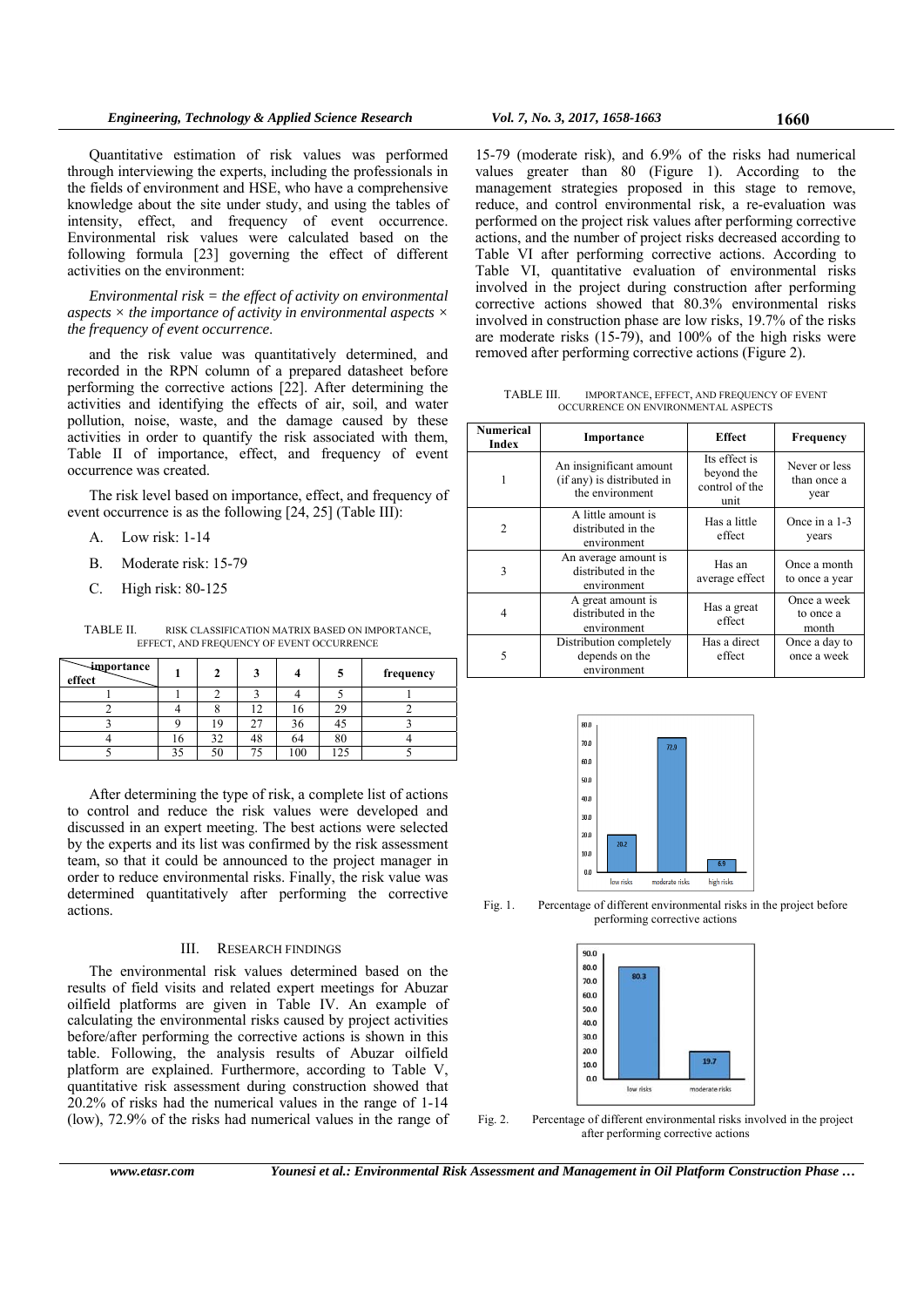Quantitative estimation of risk values was performed through interviewing the experts, including the professionals in the fields of environment and HSE, who have a comprehensive knowledge about the site under study, and using the tables of intensity, effect, and frequency of event occurrence. Environmental risk values were calculated based on the following formula [23] governing the effect of different activities on the environment:

*Environmental risk = the effect of activity on environmental aspects × the importance of activity in environmental aspects × the frequency of event occurrence.*

and the risk value was quantitatively determined, and recorded in the RPN column of a prepared datasheet before performing the corrective actions [22]. After determining the activities and identifying the effects of air, soil, and water pollution, noise, waste, and the damage caused by these activities in order to quantify the risk associated with them, Table II of importance, effect, and frequency of event occurrence was created.

The risk level based on importance, effect, and frequency of event occurrence is as the following [24, 25] (Table III):

A. Low risk: 1-14

B. Moderate risk: 15-79

C. High risk: 80-125

TABLE II. RISK CLASSIFICATION MATRIX BASED ON IMPORTANCE, EFFECT, AND FREQUENCY OF EVENT OCCURRENCE

| importance / effect | 1 | 2 | 3 | 4 | 5 | frequency |
|---|---|---|---|---|---|---|
| 1 | 1 | 2 | 3 | 4 | 5 | 1 |
| 2 | 4 | 8 | 12 | 16 | 29 | 2 |
| 3 | 9 | 19 | 27 | 36 | 45 | 3 |
| 4 | 16 | 32 | 48 | 64 | 80 | 4 |
| 5 | 35 | 50 | 75 | 100 | 125 | 5 |

After determining the type of risk, a complete list of actions to control and reduce the risk values were developed and discussed in an expert meeting. The best actions were selected by the experts and its list was confirmed by the risk assessment team, so that it could be announced to the project manager in order to reduce environmental risks. Finally, the risk value was determined quantitatively after performing the corrective actions.

## III. RESEARCH FINDINGS

The environmental risk values determined based on the results of field visits and related expert meetings for Abuzar oilfield platforms are given in Table IV. An example of calculating the environmental risks caused by project activities before/after performing the corrective actions is shown in this table. Following, the analysis results of Abuzar oilfield platform are explained. Furthermore, according to Table V, quantitative risk assessment during construction showed that 20.2% of risks had the numerical values in the range of 1-14 (low), 72.9% of the risks had numerical values in the range of 15-79 (moderate risk), and 6.9% of the risks had numerical values greater than 80 (Figure 1). According to the management strategies proposed in this stage to remove, reduce, and control environmental risk, a re-evaluation was performed on the project risk values after performing corrective actions, and the number of project risks decreased according to Table VI after performing corrective actions. According to Table VI, quantitative evaluation of environmental risks involved in the project during construction after performing corrective actions showed that 80.3% environmental risks involved in construction phase are low risks, 19.7% of the risks are moderate risks (15-79), and 100% of the high risks were removed after performing corrective actions (Figure 2).

TABLE III. IMPORTANCE, EFFECT, AND FREQUENCY OF EVENT OCCURRENCE ON ENVIRONMENTAL ASPECTS

| Numerical Index | Importance | Effect | Frequency |
|---|---|---|---|
| 1 | An insignificant amount (if any) is distributed in the environment | Its effect is beyond the control of the unit | Never or less than once a year |
| 2 | A little amount is distributed in the environment | Has a little effect | Once in a 1-3 years |
| 3 | An average amount is distributed in the environment | Has an average effect | Once a month to once a year |
| 4 | A great amount is distributed in the environment | Has a great effect | Once a week to once a month |
| 5 | Distribution completely depends on the environment | Has a direct effect | Once a day to once a week |

Fig. 1. Percentage of different environmental risks in the project before performing corrective actions

Fig. 2. Percentage of different environmental risks involved in the project after performing corrective actions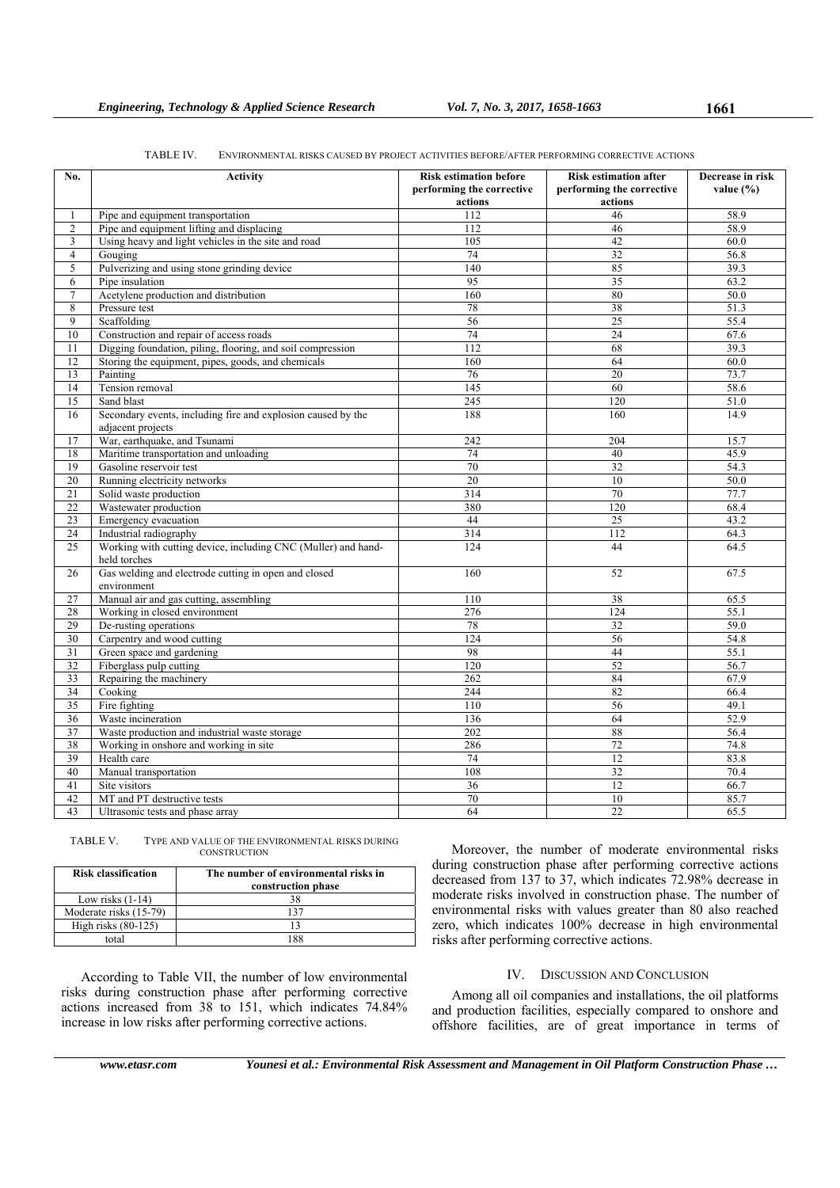TABLE IV. ENVIRONMENTAL RISKS CAUSED BY PROJECT ACTIVITIES BEFORE/AFTER PERFORMING CORRECTIVE ACTIONS

| No. | Activity | Risk estimation before performing the corrective actions | Risk estimation after performing the corrective actions | Decrease in risk value (%) |
|---|---|---|---|---|
| 1 | Pipe and equipment transportation | 112 | 46 | 58.9 |
| 2 | Pipe and equipment lifting and displacing | 112 | 46 | 58.9 |
| 3 | Using heavy and light vehicles in the site and road | 105 | 42 | 60.0 |
| 4 | Gouging | 74 | 32 | 56.8 |
| 5 | Pulverizing and using stone grinding device | 140 | 85 | 39.3 |
| 6 | Pipe insulation | 95 | 35 | 63.2 |
| 7 | Acetylene production and distribution | 160 | 80 | 50.0 |
| 8 | Pressure test | 78 | 38 | 51.3 |
| 9 | Scaffolding | 56 | 25 | 55.4 |
| 10 | Construction and repair of access roads | 74 | 24 | 67.6 |
| 11 | Digging foundation, piling, flooring, and soil compression | 112 | 68 | 39.3 |
| 12 | Storing the equipment, pipes, goods, and chemicals | 160 | 64 | 60.0 |
| 13 | Painting | 76 | 20 | 73.7 |
| 14 | Tension removal | 145 | 60 | 58.6 |
| 15 | Sand blast | 245 | 120 | 51.0 |
| 16 | Secondary events, including fire and explosion caused by the adjacent projects | 188 | 160 | 14.9 |
| 17 | War, earthquake, and Tsunami | 242 | 204 | 15.7 |
| 18 | Maritime transportation and unloading | 74 | 40 | 45.9 |
| 19 | Gasoline reservoir test | 70 | 32 | 54.3 |
| 20 | Running electricity networks | 20 | 10 | 50.0 |
| 21 | Solid waste production | 314 | 70 | 77.7 |
| 22 | Wastewater production | 380 | 120 | 68.4 |
| 23 | Emergency evacuation | 44 | 25 | 43.2 |
| 24 | Industrial radiography | 314 | 112 | 64.3 |
| 25 | Working with cutting device, including CNC (Muller) and hand-held torches | 124 | 44 | 64.5 |
| 26 | Gas welding and electrode cutting in open and closed environment | 160 | 52 | 67.5 |
| 27 | Manual air and gas cutting, assembling | 110 | 38 | 65.5 |
| 28 | Working in closed environment | 276 | 124 | 55.1 |
| 29 | De-rusting operations | 78 | 32 | 59.0 |
| 30 | Carpentry and wood cutting | 124 | 56 | 54.8 |
| 31 | Green space and gardening | 98 | 44 | 55.1 |
| 32 | Fiberglass pulp cutting | 120 | 52 | 56.7 |
| 33 | Repairing the machinery | 262 | 84 | 67.9 |
| 34 | Cooking | 244 | 82 | 66.4 |
| 35 | Fire fighting | 110 | 56 | 49.1 |
| 36 | Waste incineration | 136 | 64 | 52.9 |
| 37 | Waste production and industrial waste storage | 202 | 88 | 56.4 |
| 38 | Working in onshore and working in site | 286 | 72 | 74.8 |
| 39 | Health care | 74 | 12 | 83.8 |
| 40 | Manual transportation | 108 | 32 | 70.4 |
| 41 | Site visitors | 36 | 12 | 66.7 |
| 42 | MT and PT destructive tests | 70 | 10 | 85.7 |
| 43 | Ultrasonic tests and phase array | 64 | 22 | 65.5 |

TABLE V. TYPE AND VALUE OF THE ENVIRONMENTAL RISKS DURING CONSTRUCTION

| Risk classification | The number of environmental risks in construction phase |
|---|---|
| Low risks (1-14) | 38 |
| Moderate risks (15-79) | 137 |
| High risks (80-125) | 13 |
| total | 188 |

According to Table VII, the number of low environmental risks during construction phase after performing corrective actions increased from 38 to 151, which indicates 74.84% increase in low risks after performing corrective actions.

Moreover, the number of moderate environmental risks during construction phase after performing corrective actions decreased from 137 to 37, which indicates 72.98% decrease in moderate risks involved in construction phase. The number of environmental risks with values greater than 80 also reached zero, which indicates 100% decrease in high environmental risks after performing corrective actions.

## IV. DISCUSSION AND CONCLUSION

Among all oil companies and installations, the oil platforms and production facilities, especially compared to onshore and offshore facilities, are of great importance in terms of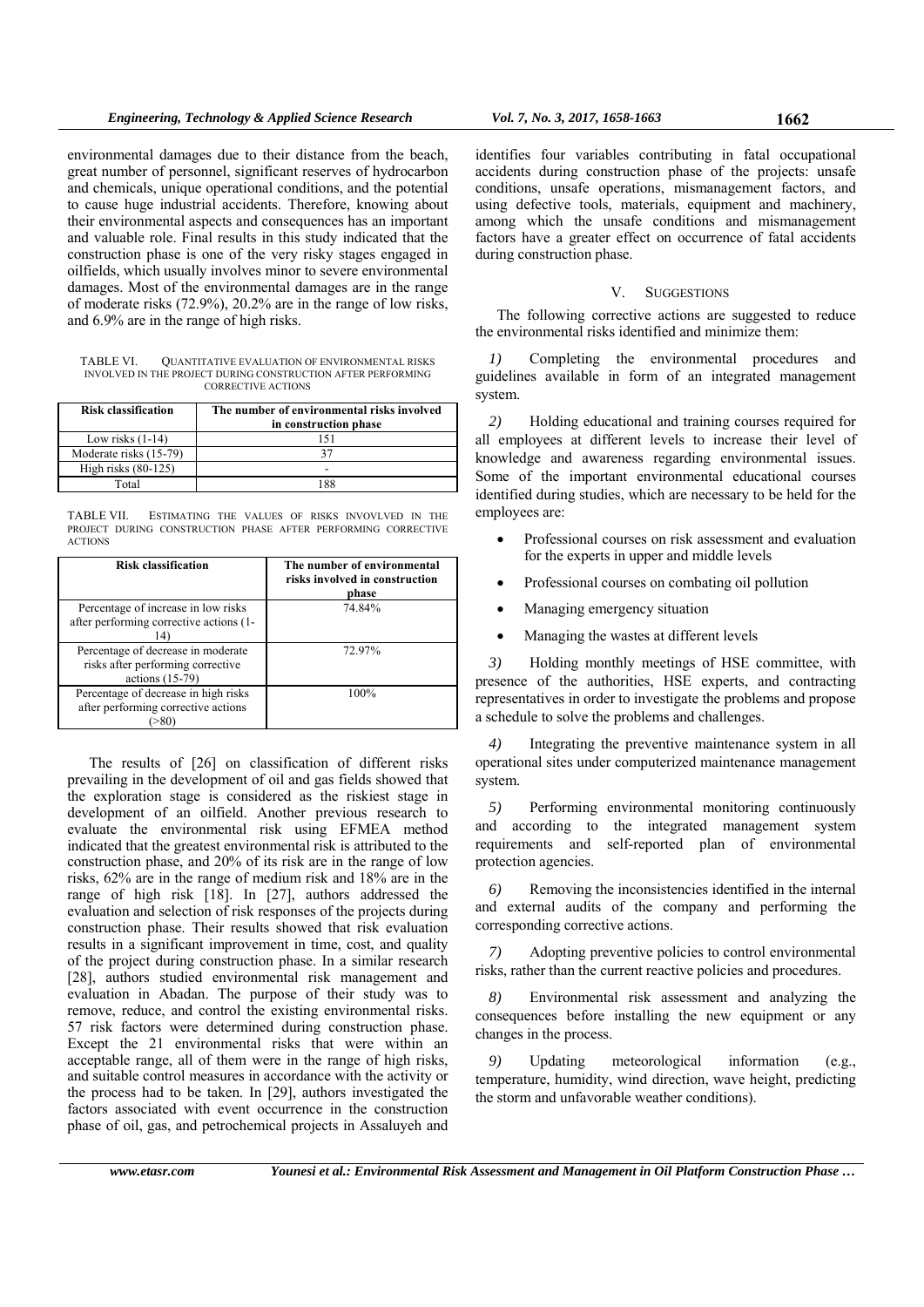environmental damages due to their distance from the beach, great number of personnel, significant reserves of hydrocarbon and chemicals, unique operational conditions, and the potential to cause huge industrial accidents. Therefore, knowing about their environmental aspects and consequences has an important and valuable role. Final results in this study indicated that the construction phase is one of the very risky stages engaged in oilfields, which usually involves minor to severe environmental damages. Most of the environmental damages are in the range of moderate risks (72.9%), 20.2% are in the range of low risks, and 6.9% are in the range of high risks.

TABLE VI. QUANTITATIVE EVALUATION OF ENVIRONMENTAL RISKS INVOLVED IN THE PROJECT DURING CONSTRUCTION AFTER PERFORMING CORRECTIVE ACTIONS

| Risk classification | The number of environmental risks involved in construction phase |
|---|---|
| Low risks (1-14) | 151 |
| Moderate risks (15-79) | 37 |
| High risks (80-125) | - |
| Total | 188 |

TABLE VII. ESTIMATING THE VALUES OF RISKS INVOVLVED IN THE PROJECT DURING CONSTRUCTION PHASE AFTER PERFORMING CORRECTIVE ACTIONS

| Risk classification | The number of environmental risks involved in construction phase |
|---|---|
| Percentage of increase in low risks after performing corrective actions (1-14) | 74.84% |
| Percentage of decrease in moderate risks after performing corrective actions (15-79) | 72.97% |
| Percentage of decrease in high risks after performing corrective actions (>80) | 100% |

The results of [26] on classification of different risks prevailing in the development of oil and gas fields showed that the exploration stage is considered as the riskiest stage in development of an oilfield. Another previous research to evaluate the environmental risk using EFMEA method indicated that the greatest environmental risk is attributed to the construction phase, and 20% of its risk are in the range of low risks, 62% are in the range of medium risk and 18% are in the range of high risk [18]. In [27], authors addressed the evaluation and selection of risk responses of the projects during construction phase. Their results showed that risk evaluation results in a significant improvement in time, cost, and quality of the project during construction phase. In a similar research [28], authors studied environmental risk management and evaluation in Abadan. The purpose of their study was to remove, reduce, and control the existing environmental risks. 57 risk factors were determined during construction phase. Except the 21 environmental risks that were within an acceptable range, all of them were in the range of high risks, and suitable control measures in accordance with the activity or the process had to be taken. In [29], authors investigated the factors associated with event occurrence in the construction phase of oil, gas, and petrochemical projects in Assaluyeh and identifies four variables contributing in fatal occupational accidents during construction phase of the projects: unsafe conditions, unsafe operations, mismanagement factors, and using defective tools, materials, equipment and machinery, among which the unsafe conditions and mismanagement factors have a greater effect on occurrence of fatal accidents during construction phase.

## V. SUGGESTIONS

The following corrective actions are suggested to reduce the environmental risks identified and minimize them:

*1)* Completing the environmental procedures and guidelines available in form of an integrated management system.

*2)* Holding educational and training courses required for all employees at different levels to increase their level of knowledge and awareness regarding environmental issues. Some of the important environmental educational courses identified during studies, which are necessary to be held for the employees are:

- Professional courses on risk assessment and evaluation for the experts in upper and middle levels
- Professional courses on combating oil pollution
- Managing emergency situation
- Managing the wastes at different levels

*3)* Holding monthly meetings of HSE committee, with presence of the authorities, HSE experts, and contracting representatives in order to investigate the problems and propose a schedule to solve the problems and challenges.

*4)* Integrating the preventive maintenance system in all operational sites under computerized maintenance management system.

*5)* Performing environmental monitoring continuously and according to the integrated management system requirements and self-reported plan of environmental protection agencies.

*6)* Removing the inconsistencies identified in the internal and external audits of the company and performing the corresponding corrective actions.

*7)* Adopting preventive policies to control environmental risks, rather than the current reactive policies and procedures.

*8)* Environmental risk assessment and analyzing the consequences before installing the new equipment or any changes in the process.

*9)* Updating meteorological information (e.g., temperature, humidity, wind direction, wave height, predicting the storm and unfavorable weather conditions).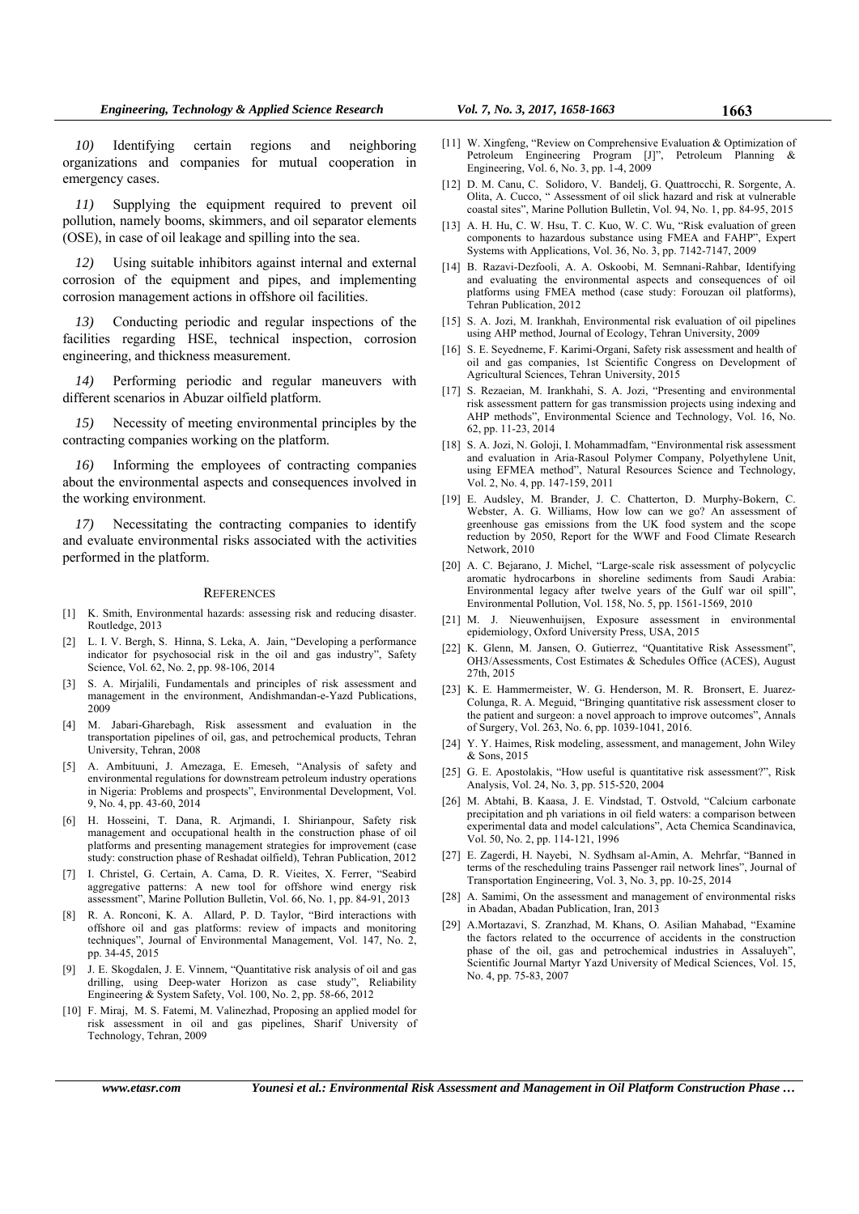*10)* Identifying certain regions and neighboring organizations and companies for mutual cooperation in emergency cases.

*11)* Supplying the equipment required to prevent oil pollution, namely booms, skimmers, and oil separator elements (OSE), in case of oil leakage and spilling into the sea.

*12)* Using suitable inhibitors against internal and external corrosion of the equipment and pipes, and implementing corrosion management actions in offshore oil facilities.

*13)* Conducting periodic and regular inspections of the facilities regarding HSE, technical inspection, corrosion engineering, and thickness measurement.

*14)* Performing periodic and regular maneuvers with different scenarios in Abuzar oilfield platform.

*15)* Necessity of meeting environmental principles by the contracting companies working on the platform.

*16)* Informing the employees of contracting companies about the environmental aspects and consequences involved in the working environment.

*17)* Necessitating the contracting companies to identify and evaluate environmental risks associated with the activities performed in the platform.

## REFERENCES

[1] K. Smith, Environmental hazards: assessing risk and reducing disaster. Routledge, 2013

[2] L. I. V. Bergh, S. Hinna, S. Leka, A. Jain, "Developing a performance indicator for psychosocial risk in the oil and gas industry", Safety Science, Vol. 62, No. 2, pp. 98-106, 2014

[3] S. A. Mirjalili, Fundamentals and principles of risk assessment and management in the environment, Andishmandan-e-Yazd Publications, 2009

[4] M. Jabari-Gharebagh, Risk assessment and evaluation in the transportation pipelines of oil, gas, and petrochemical products, Tehran University, Tehran, 2008

[5] A. Ambituuni, J. Amezaga, E. Emeseh, "Analysis of safety and environmental regulations for downstream petroleum industry operations in Nigeria: Problems and prospects", Environmental Development, Vol. 9, No. 4, pp. 43-60, 2014

[6] H. Hosseini, T. Dana, R. Arjmandi, I. Shirianpour, Safety risk management and occupational health in the construction phase of oil platforms and presenting management strategies for improvement (case study: construction phase of Reshadat oilfield), Tehran Publication, 2012

[7] I. Christel, G. Certain, A. Cama, D. R. Vieites, X. Ferrer, "Seabird aggregative patterns: A new tool for offshore wind energy risk assessment", Marine Pollution Bulletin, Vol. 66, No. 1, pp. 84-91, 2013

[8] R. A. Ronconi, K. A. Allard, P. D. Taylor, "Bird interactions with offshore oil and gas platforms: review of impacts and monitoring techniques", Journal of Environmental Management, Vol. 147, No. 2, pp. 34-45, 2015

[9] J. E. Skogdalen, J. E. Vinnem, "Quantitative risk analysis of oil and gas drilling, using Deep-water Horizon as case study", Reliability Engineering & System Safety, Vol. 100, No. 2, pp. 58-66, 2012

[10] F. Miraj, M. S. Fatemi, M. Valinezhad, Proposing an applied model for risk assessment in oil and gas pipelines, Sharif University of Technology, Tehran, 2009

[11] W. Xingfeng, "Review on Comprehensive Evaluation & Optimization of Petroleum Engineering Program [J]", Petroleum Planning & Engineering, Vol. 6, No. 3, pp. 1-4, 2009

[12] D. M. Canu, C. Solidoro, V. Bandelj, G. Quattrocchi, R. Sorgente, A. Olita, A. Cucco, " Assessment of oil slick hazard and risk at vulnerable coastal sites", Marine Pollution Bulletin, Vol. 94, No. 1, pp. 84-95, 2015

[13] A. H. Hu, C. W. Hsu, T. C. Kuo, W. C. Wu, "Risk evaluation of green components to hazardous substance using FMEA and FAHP", Expert Systems with Applications, Vol. 36, No. 3, pp. 7142-7147, 2009

[14] B. Razavi-Dezfooli, A. A. Oskoobi, M. Semnani-Rahbar, Identifying and evaluating the environmental aspects and consequences of oil platforms using FMEA method (case study: Forouzan oil platforms), Tehran Publication, 2012

[15] S. A. Jozi, M. Irankhah, Environmental risk evaluation of oil pipelines using AHP method, Journal of Ecology, Tehran University, 2009

[16] S. E. Seyedneme, F. Karimi-Organi, Safety risk assessment and health of oil and gas companies, 1st Scientific Congress on Development of Agricultural Sciences, Tehran University, 2015

[17] S. Rezaeian, M. Irankhahi, S. A. Jozi, "Presenting and environmental risk assessment pattern for gas transmission projects using indexing and AHP methods", Environmental Science and Technology, Vol. 16, No. 62, pp. 11-23, 2014

[18] S. A. Jozi, N. Goloji, I. Mohammadfam, "Environmental risk assessment and evaluation in Aria-Rasoul Polymer Company, Polyethylene Unit, using EFMEA method", Natural Resources Science and Technology, Vol. 2, No. 4, pp. 147-159, 2011

[19] E. Audsley, M. Brander, J. C. Chatterton, D. Murphy-Bokern, C. Webster, A. G. Williams, How low can we go? An assessment of greenhouse gas emissions from the UK food system and the scope reduction by 2050, Report for the WWF and Food Climate Research Network, 2010

[20] A. C. Bejarano, J. Michel, "Large-scale risk assessment of polycyclic aromatic hydrocarbons in shoreline sediments from Saudi Arabia: Environmental legacy after twelve years of the Gulf war oil spill", Environmental Pollution, Vol. 158, No. 5, pp. 1561-1569, 2010

[21] M. J. Nieuwenhuijsen, Exposure assessment in environmental epidemiology, Oxford University Press, USA, 2015

[22] K. Glenn, M. Jansen, O. Gutierrez, "Quantitative Risk Assessment", OH3/Assessments, Cost Estimates & Schedules Office (ACES), August 27th, 2015

[23] K. E. Hammermeister, W. G. Henderson, M. R. Bronsert, E. Juarez-Colunga, R. A. Meguid, "Bringing quantitative risk assessment closer to the patient and surgeon: a novel approach to improve outcomes", Annals of Surgery, Vol. 263, No. 6, pp. 1039-1041, 2016.

[24] Y. Y. Haimes, Risk modeling, assessment, and management, John Wiley & Sons, 2015

[25] G. E. Apostolakis, "How useful is quantitative risk assessment?", Risk Analysis, Vol. 24, No. 3, pp. 515-520, 2004

[26] M. Abtahi, B. Kaasa, J. E. Vindstad, T. Ostvold, "Calcium carbonate precipitation and ph variations in oil field waters: a comparison between experimental data and model calculations", Acta Chemica Scandinavica, Vol. 50, No. 2, pp. 114-121, 1996

[27] E. Zagerdi, H. Nayebi, N. Sydhsam al-Amin, A. Mehrfar, "Banned in terms of the rescheduling trains Passenger rail network lines", Journal of Transportation Engineering, Vol. 3, No. 3, pp. 10-25, 2014

[28] A. Samimi, On the assessment and management of environmental risks in Abadan, Abadan Publication, Iran, 2013

[29] A.Mortazavi, S. Zranzhad, M. Khans, O. Asilian Mahabad, "Examine the factors related to the occurrence of accidents in the construction phase of the oil, gas and petrochemical industries in Assaluyeh", Scientific Journal Martyr Yazd University of Medical Sciences, Vol. 15, No. 4, pp. 75-83, 2007